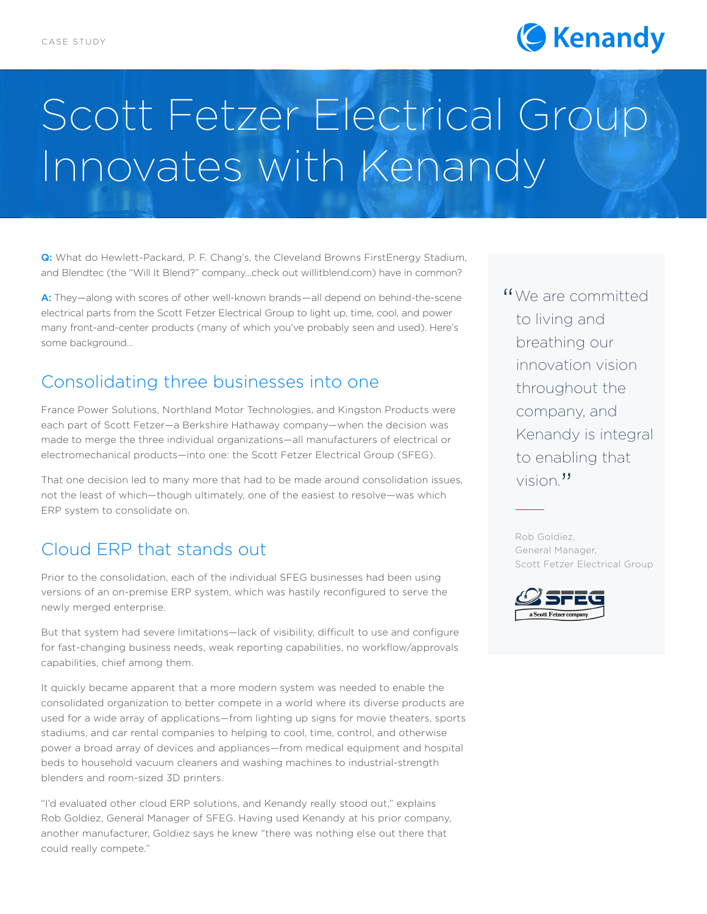CASE STUDY

# Scott Fetzer Electrical Group Innovates with Kenandy

**Q:** What do Hewlett-Packard, P. F. Chang's, the Cleveland Browns FirstEnergy Stadium, and Blendtec (the "Will It Blend?" company…check out willitblend.com) have in common?

**A:** They—along with scores of other well-known brands—all depend on behind-the-scene electrical parts from the Scott Fetzer Electrical Group to light up, time, cool, and power many front-and-center products (many of which you've probably seen and used). Here's some background…

## Consolidating three businesses into one

France Power Solutions, Northland Motor Technologies, and Kingston Products were each part of Scott Fetzer—a Berkshire Hathaway company—when the decision was made to merge the three individual organizations—all manufacturers of electrical or electromechanical products—into one: the Scott Fetzer Electrical Group (SFEG).

That one decision led to many more that had to be made around consolidation issues, not the least of which—though ultimately, one of the easiest to resolve—was which ERP system to consolidate on.

## Cloud ERP that stands out

Prior to the consolidation, each of the individual SFEG businesses had been using versions of an on-premise ERP system, which was hastily reconfigured to serve the newly merged enterprise.

But that system had severe limitations—lack of visibility, difficult to use and configure for fast-changing business needs, weak reporting capabilities, no workflow/approvals capabilities, chief among them.

It quickly became apparent that a more modern system was needed to enable the consolidated organization to better compete in a world where its diverse products are used for a wide array of applications—from lighting up signs for movie theaters, sports stadiums, and car rental companies to helping to cool, time, control, and otherwise power a broad array of devices and appliances—from medical equipment and hospital beds to household vacuum cleaners and washing machines to industrial-strength blenders and room-sized 3D printers.

"I'd evaluated other cloud ERP solutions, and Kenandy really stood out," explains Rob Goldiez, General Manager of SFEG. Having used Kenandy at his prior company, another manufacturer, Goldiez says he knew "there was nothing else out there that could really compete."

> "We are committed to living and breathing our innovation vision throughout the company, and Kenandy is integral to enabling that vision."
>
> Rob Goldiez,
> General Manager,
> Scott Fetzer Electrical Group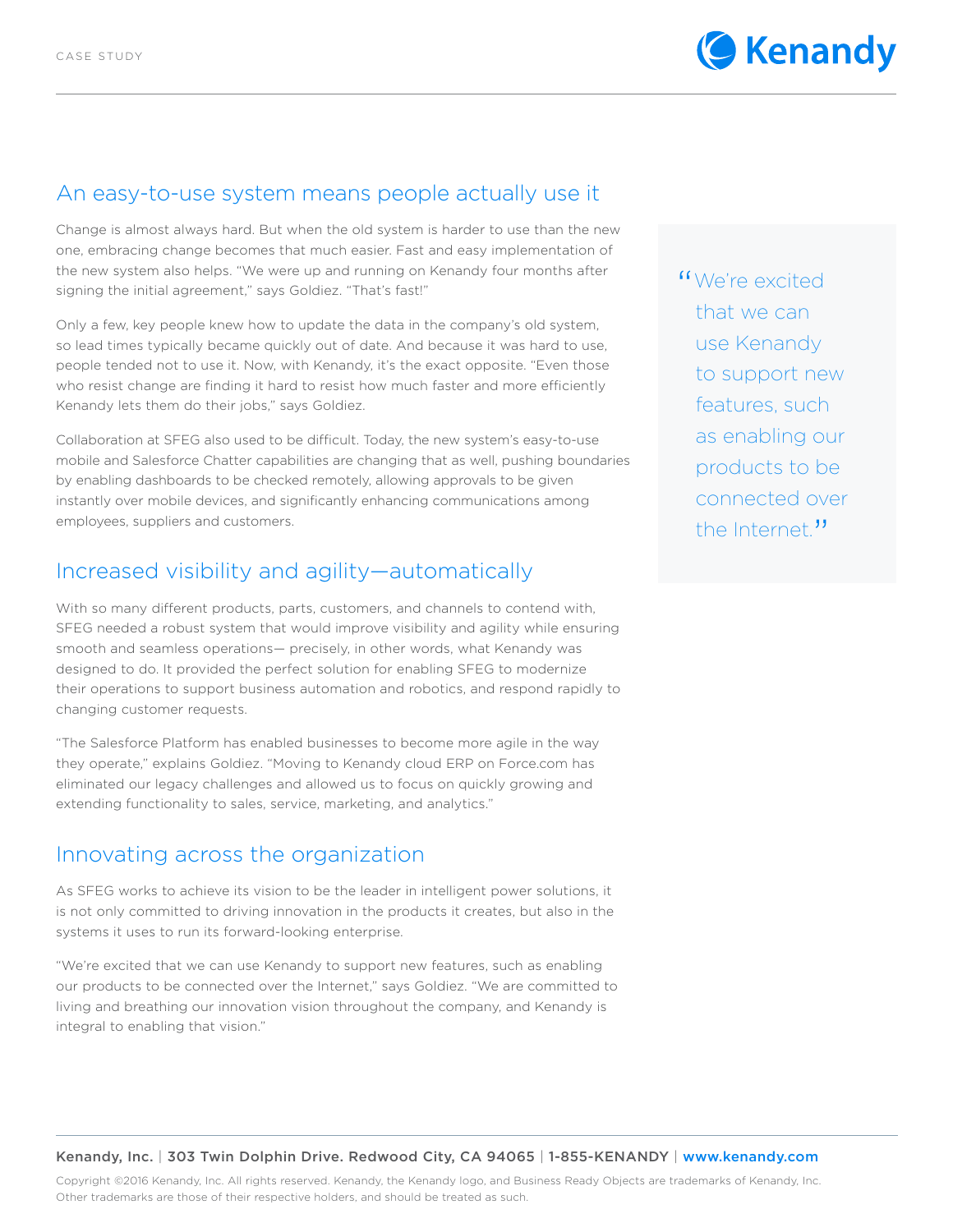## An easy-to-use system means people actually use it

Change is almost always hard. But when the old system is harder to use than the new one, embracing change becomes that much easier. Fast and easy implementation of the new system also helps. "We were up and running on Kenandy four months after signing the initial agreement," says Goldiez. "That's fast!"

Only a few, key people knew how to update the data in the company's old system, so lead times typically became quickly out of date. And because it was hard to use, people tended not to use it. Now, with Kenandy, it's the exact opposite. "Even those who resist change are finding it hard to resist how much faster and more efficiently Kenandy lets them do their jobs," says Goldiez.

Collaboration at SFEG also used to be difficult. Today, the new system's easy-to-use mobile and Salesforce Chatter capabilities are changing that as well, pushing boundaries by enabling dashboards to be checked remotely, allowing approvals to be given instantly over mobile devices, and significantly enhancing communications among employees, suppliers and customers.

> "We're excited that we can use Kenandy to support new features, such as enabling our products to be connected over the Internet."

## Increased visibility and agility—automatically

With so many different products, parts, customers, and channels to contend with, SFEG needed a robust system that would improve visibility and agility while ensuring smooth and seamless operations— precisely, in other words, what Kenandy was designed to do. It provided the perfect solution for enabling SFEG to modernize their operations to support business automation and robotics, and respond rapidly to changing customer requests.

"The Salesforce Platform has enabled businesses to become more agile in the way they operate," explains Goldiez. "Moving to Kenandy cloud ERP on Force.com has eliminated our legacy challenges and allowed us to focus on quickly growing and extending functionality to sales, service, marketing, and analytics."

## Innovating across the organization

As SFEG works to achieve its vision to be the leader in intelligent power solutions, it is not only committed to driving innovation in the products it creates, but also in the systems it uses to run its forward-looking enterprise.

"We're excited that we can use Kenandy to support new features, such as enabling our products to be connected over the Internet," says Goldiez. "We are committed to living and breathing our innovation vision throughout the company, and Kenandy is integral to enabling that vision."

**Kenandy, Inc.** | **303 Twin Dolphin Drive. Redwood City, CA 94065** | **1-855-KENANDY** | **www.kenandy.com**

Copyright ©2016 Kenandy, Inc. All rights reserved. Kenandy, the Kenandy logo, and Business Ready Objects are trademarks of Kenandy, Inc. Other trademarks are those of their respective holders, and should be treated as such.